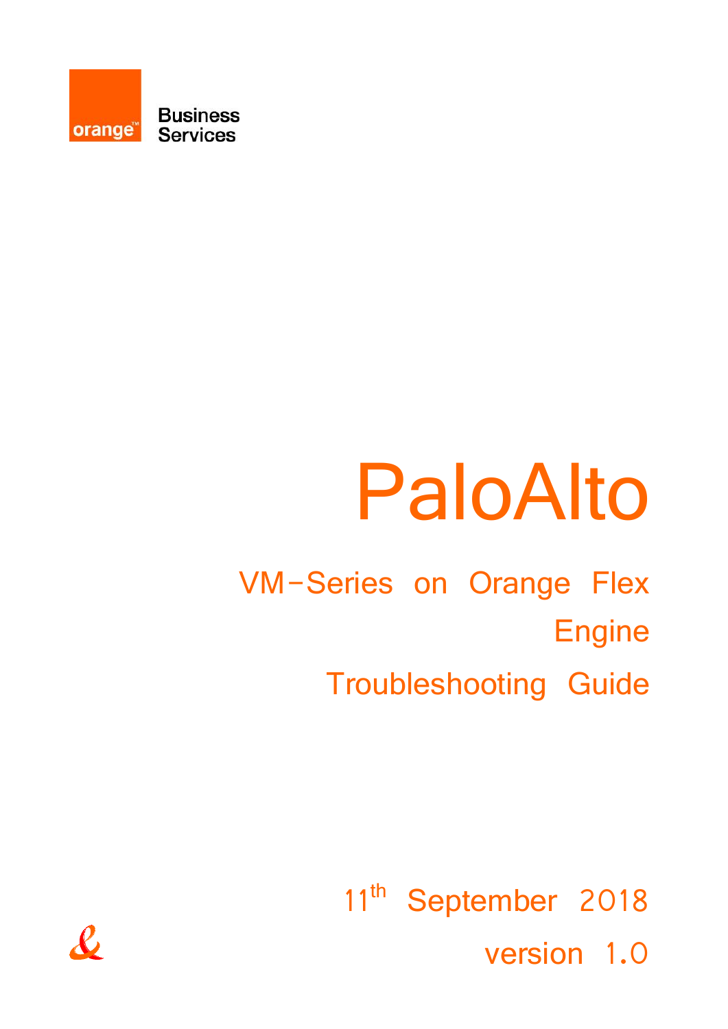Business Services

# PaloAlto

## VM-Series on Orange Flex Engine

## Troubleshooting Guide

11th September 2018

version 1.0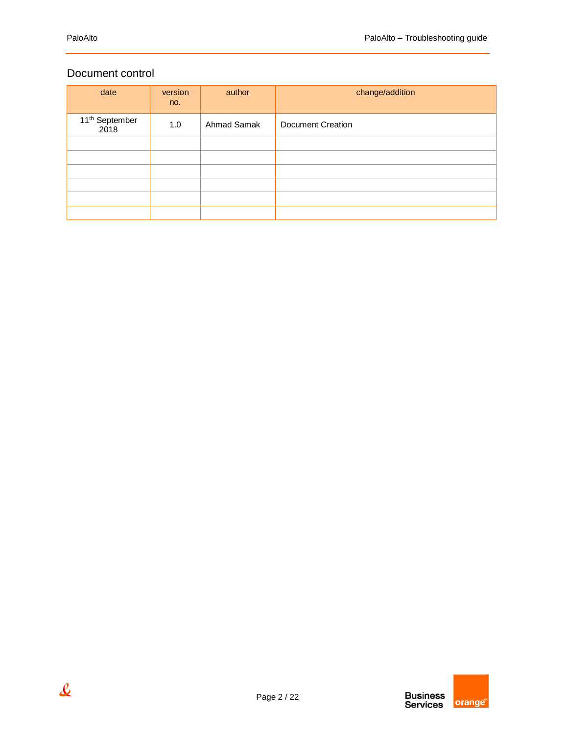## Document control

| date | version no. | author | change/addition |
| --- | --- | --- | --- |
| 11th September 2018 | 1.0 | Ahmad Samak | Document Creation |
| | | | |
| | | | |
| | | | |
| | | | |
| | | | |
| | | | |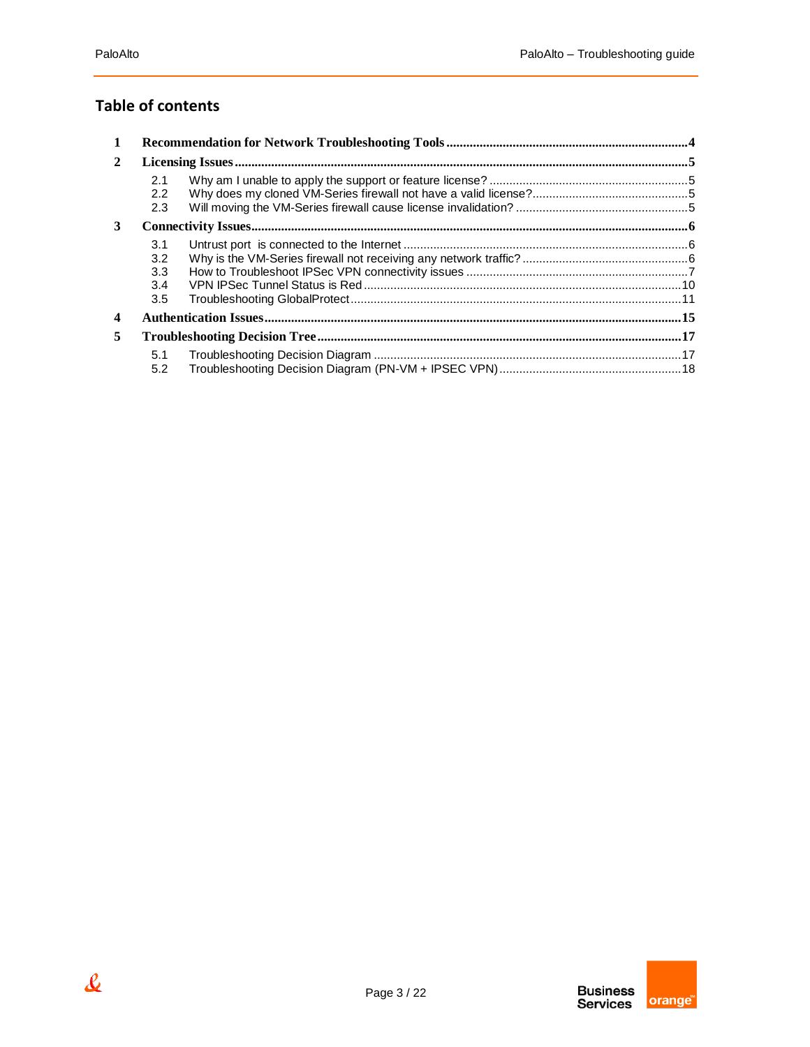## Table of contents

**1 Recommendation for Network Troubleshooting Tools** .......... **4**

**2 Licensing Issues** .......... **5**

- 2.1 Why am I unable to apply the support or feature license? .......... 5
- 2.2 Why does my cloned VM-Series firewall not have a valid license? .......... 5
- 2.3 Will moving the VM-Series firewall cause license invalidation? .......... 5

**3 Connectivity Issues** .......... **6**

- 3.1 Untrust port is connected to the Internet .......... 6
- 3.2 Why is the VM-Series firewall not receiving any network traffic? .......... 6
- 3.3 How to Troubleshoot IPSec VPN connectivity issues .......... 7
- 3.4 VPN IPSec Tunnel Status is Red .......... 10
- 3.5 Troubleshooting GlobalProtect .......... 11

**4 Authentication Issues** .......... **15**

**5 Troubleshooting Decision Tree** .......... **17**

- 5.1 Troubleshooting Decision Diagram .......... 17
- 5.2 Troubleshooting Decision Diagram (PN-VM + IPSEC VPN) .......... 18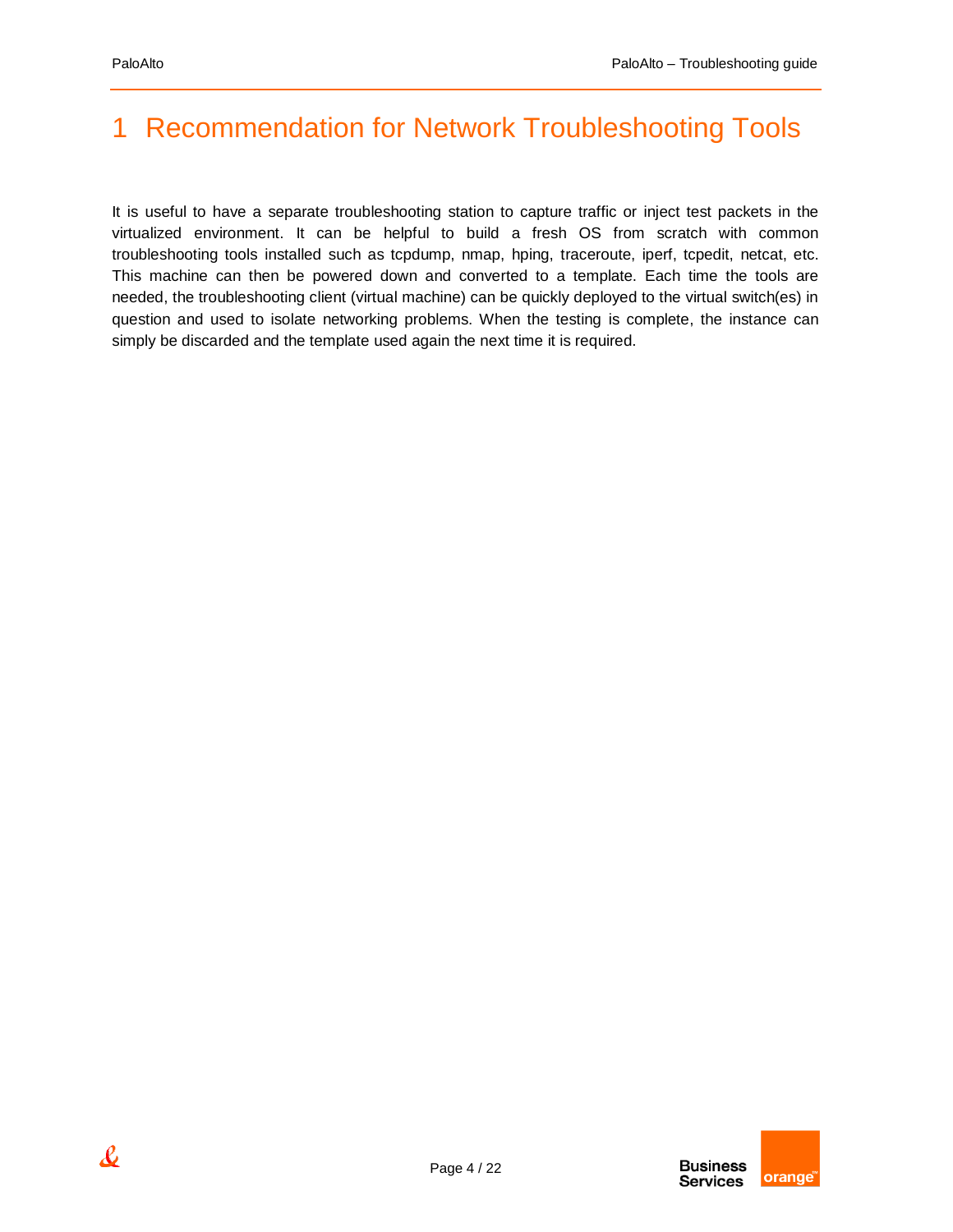# 1 Recommendation for Network Troubleshooting Tools

It is useful to have a separate troubleshooting station to capture traffic or inject test packets in the virtualized environment. It can be helpful to build a fresh OS from scratch with common troubleshooting tools installed such as tcpdump, nmap, hping, traceroute, iperf, tcpedit, netcat, etc. This machine can then be powered down and converted to a template. Each time the tools are needed, the troubleshooting client (virtual machine) can be quickly deployed to the virtual switch(es) in question and used to isolate networking problems. When the testing is complete, the instance can simply be discarded and the template used again the next time it is required.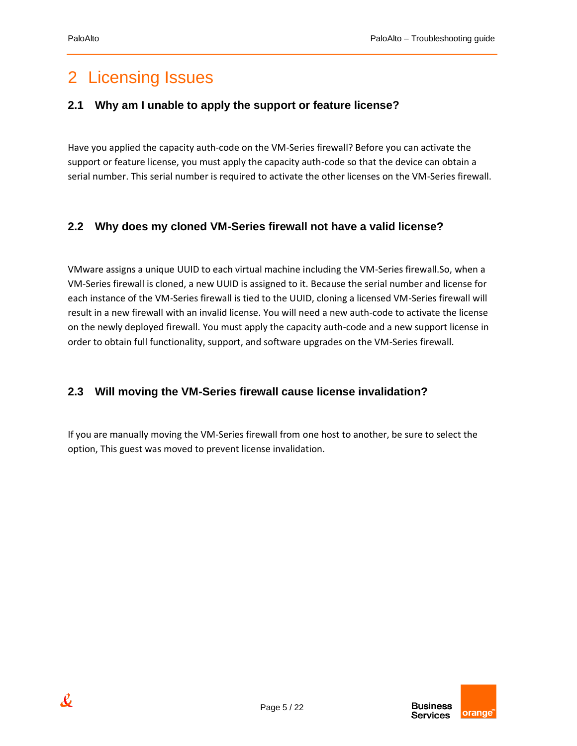# 2 Licensing Issues

## 2.1 Why am I unable to apply the support or feature license?

Have you applied the capacity auth-code on the VM-Series firewall? Before you can activate the support or feature license, you must apply the capacity auth-code so that the device can obtain a serial number. This serial number is required to activate the other licenses on the VM-Series firewall.

## 2.2 Why does my cloned VM-Series firewall not have a valid license?

VMware assigns a unique UUID to each virtual machine including the VM-Series firewall.So, when a VM-Series firewall is cloned, a new UUID is assigned to it. Because the serial number and license for each instance of the VM-Series firewall is tied to the UUID, cloning a licensed VM-Series firewall will result in a new firewall with an invalid license. You will need a new auth-code to activate the license on the newly deployed firewall. You must apply the capacity auth-code and a new support license in order to obtain full functionality, support, and software upgrades on the VM-Series firewall.

## 2.3 Will moving the VM-Series firewall cause license invalidation?

If you are manually moving the VM-Series firewall from one host to another, be sure to select the option, This guest was moved to prevent license invalidation.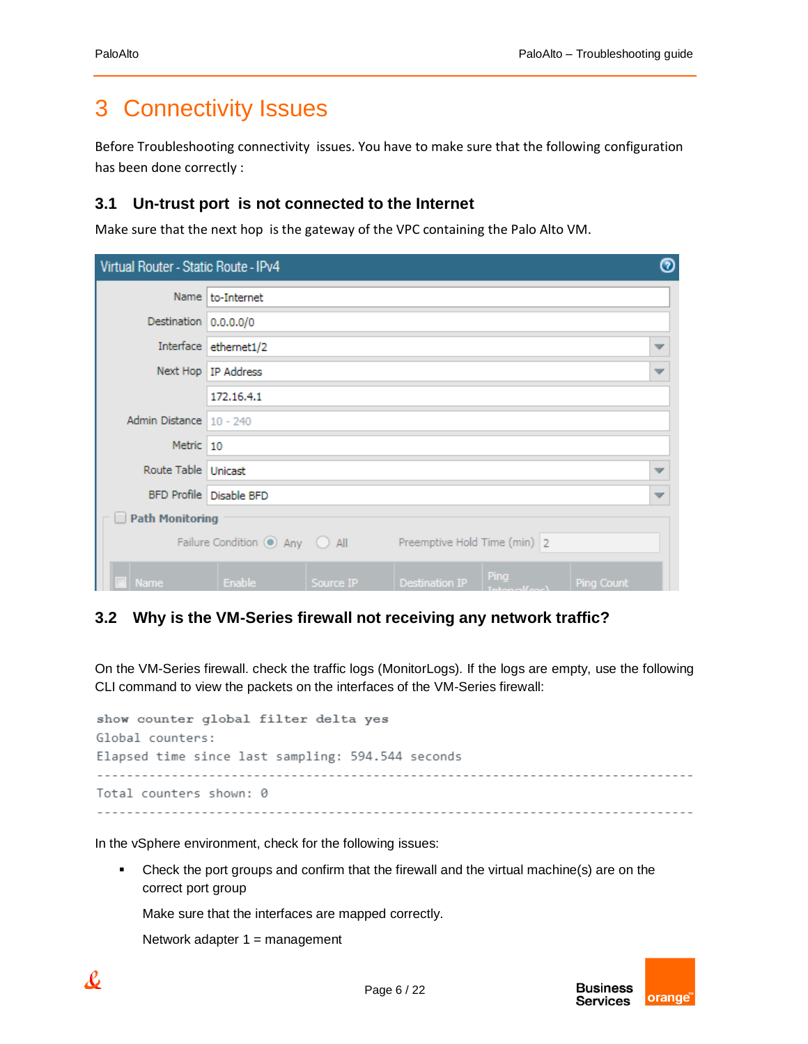# 3 Connectivity Issues

Before Troubleshooting connectivity issues. You have to make sure that the following configuration has been done correctly :

## 3.1 Un-trust port is not connected to the Internet

Make sure that the next hop is the gateway of the VPC containing the Palo Alto VM.

Virtual Router - Static Route - IPv4

| | |
|---|---|
| Name | to-Internet |
| Destination | 0.0.0.0/0 |
| Interface | ethernet1/2 |
| Next Hop | IP Address |
| | 172.16.4.1 |
| Admin Distance | 10 - 240 |
| Metric | 10 |
| Route Table | Unicast |
| BFD Profile | Disable BFD |

Path Monitoring

Failure Condition ( ) Any ( ) All    Preemptive Hold Time (min) 2

| Name | Enable | Source IP | Destination IP | Ping Interval(sec) | Ping Count |
|---|---|---|---|---|---|

## 3.2 Why is the VM-Series firewall not receiving any network traffic?

On the VM-Series firewall. check the traffic logs (MonitorLogs). If the logs are empty, use the following CLI command to view the packets on the interfaces of the VM-Series firewall:

```
show counter global filter delta yes
Global counters:
Elapsed time since last sampling: 594.544 seconds
--------------------------------------------------------------------------------
Total counters shown: 0
--------------------------------------------------------------------------------
```

In the vSphere environment, check for the following issues:

- Check the port groups and confirm that the firewall and the virtual machine(s) are on the correct port group

  Make sure that the interfaces are mapped correctly.

  Network adapter 1 = management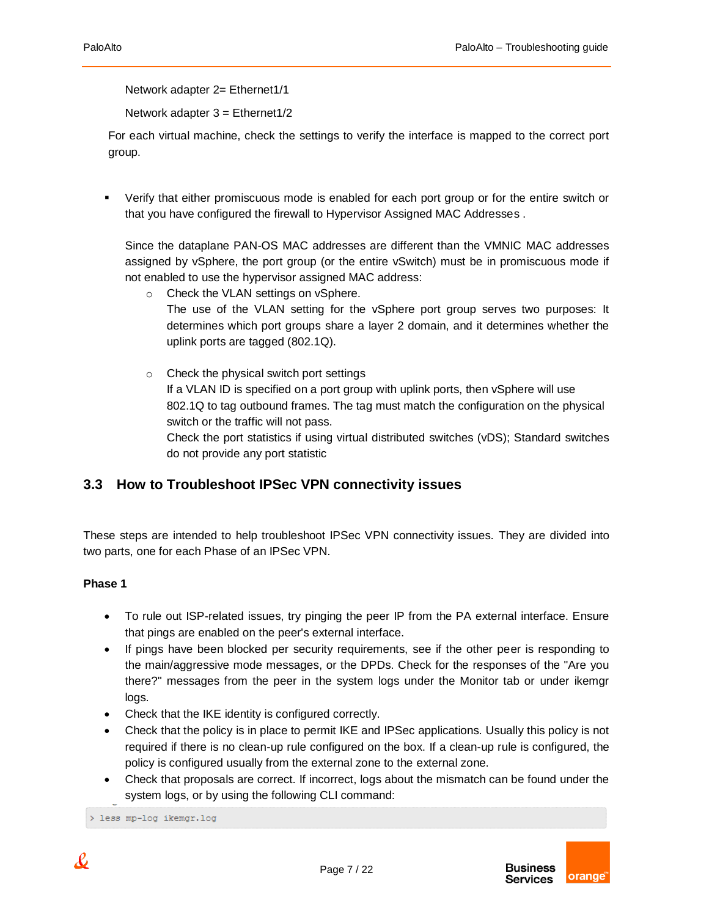Network adapter 2= Ethernet1/1

Network adapter 3 = Ethernet1/2

For each virtual machine, check the settings to verify the interface is mapped to the correct port group.

- Verify that either promiscuous mode is enabled for each port group or for the entire switch or that you have configured the firewall to Hypervisor Assigned MAC Addresses .

  Since the dataplane PAN-OS MAC addresses are different than the VMNIC MAC addresses assigned by vSphere, the port group (or the entire vSwitch) must be in promiscuous mode if not enabled to use the hypervisor assigned MAC address:

  - Check the VLAN settings on vSphere.
    The use of the VLAN setting for the vSphere port group serves two purposes: It determines which port groups share a layer 2 domain, and it determines whether the uplink ports are tagged (802.1Q).

  - Check the physical switch port settings
    If a VLAN ID is specified on a port group with uplink ports, then vSphere will use 802.1Q to tag outbound frames. The tag must match the configuration on the physical switch or the traffic will not pass.
    Check the port statistics if using virtual distributed switches (vDS); Standard switches do not provide any port statistic

## 3.3 How to Troubleshoot IPSec VPN connectivity issues

These steps are intended to help troubleshoot IPSec VPN connectivity issues. They are divided into two parts, one for each Phase of an IPSec VPN.

**Phase 1**

- To rule out ISP-related issues, try pinging the peer IP from the PA external interface. Ensure that pings are enabled on the peer's external interface.
- If pings have been blocked per security requirements, see if the other peer is responding to the main/aggressive mode messages, or the DPDs. Check for the responses of the "Are you there?" messages from the peer in the system logs under the Monitor tab or under ikemgr logs.
- Check that the IKE identity is configured correctly.
- Check that the policy is in place to permit IKE and IPSec applications. Usually this policy is not required if there is no clean-up rule configured on the box. If a clean-up rule is configured, the policy is configured usually from the external zone to the external zone.
- Check that proposals are correct. If incorrect, logs about the mismatch can be found under the system logs, or by using the following CLI command:

```
> less mp-log ikemgr.log
```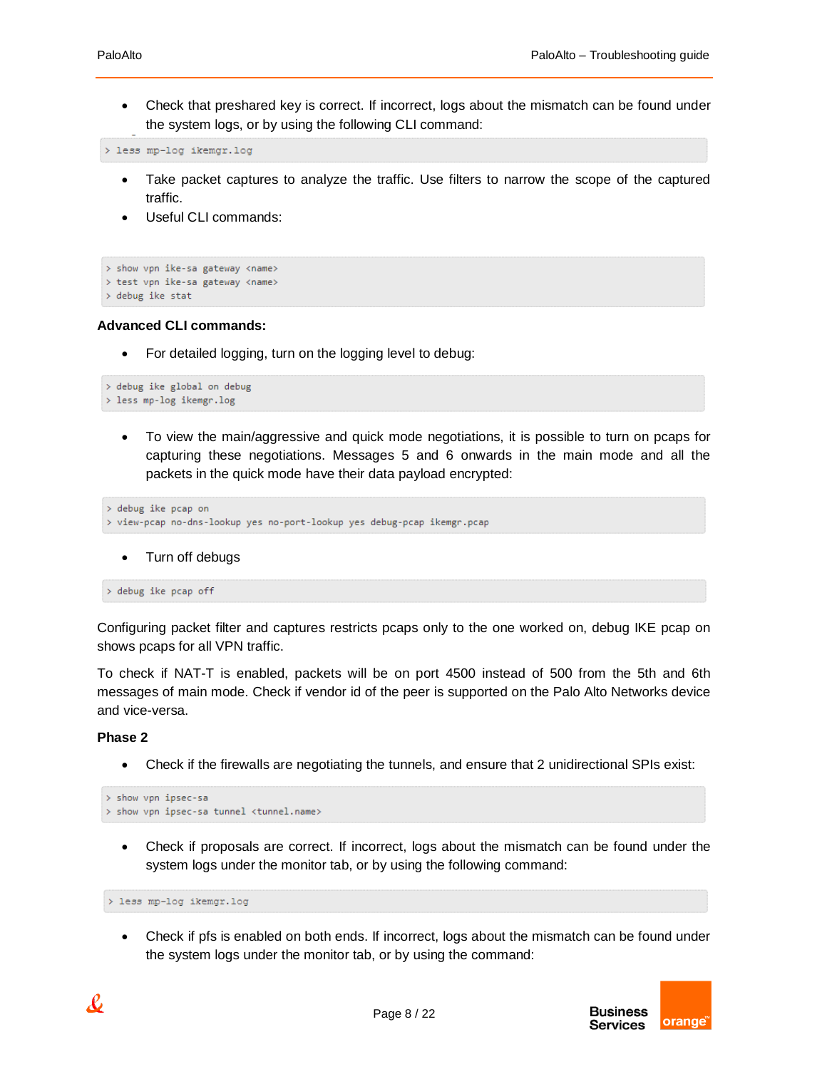- Check that preshared key is correct. If incorrect, logs about the mismatch can be found under the system logs, or by using the following CLI command:

```
> less mp-log ikemgr.log
```

- Take packet captures to analyze the traffic. Use filters to narrow the scope of the captured traffic.
- Useful CLI commands:

```
> show vpn ike-sa gateway <name>
> test vpn ike-sa gateway <name>
> debug ike stat
```

**Advanced CLI commands:**

- For detailed logging, turn on the logging level to debug:

```
> debug ike global on debug
> less mp-log ikemgr.log
```

- To view the main/aggressive and quick mode negotiations, it is possible to turn on pcaps for capturing these negotiations. Messages 5 and 6 onwards in the main mode and all the packets in the quick mode have their data payload encrypted:

```
> debug ike pcap on
> view-pcap no-dns-lookup yes no-port-lookup yes debug-pcap ikemgr.pcap
```

- Turn off debugs

```
> debug ike pcap off
```

Configuring packet filter and captures restricts pcaps only to the one worked on, debug IKE pcap on shows pcaps for all VPN traffic.

To check if NAT-T is enabled, packets will be on port 4500 instead of 500 from the 5th and 6th messages of main mode. Check if vendor id of the peer is supported on the Palo Alto Networks device and vice-versa.

**Phase 2**

- Check if the firewalls are negotiating the tunnels, and ensure that 2 unidirectional SPIs exist:

```
> show vpn ipsec-sa
> show vpn ipsec-sa tunnel <tunnel.name>
```

- Check if proposals are correct. If incorrect, logs about the mismatch can be found under the system logs under the monitor tab, or by using the following command:

```
> less mp-log ikemgr.log
```

- Check if pfs is enabled on both ends. If incorrect, logs about the mismatch can be found under the system logs under the monitor tab, or by using the command: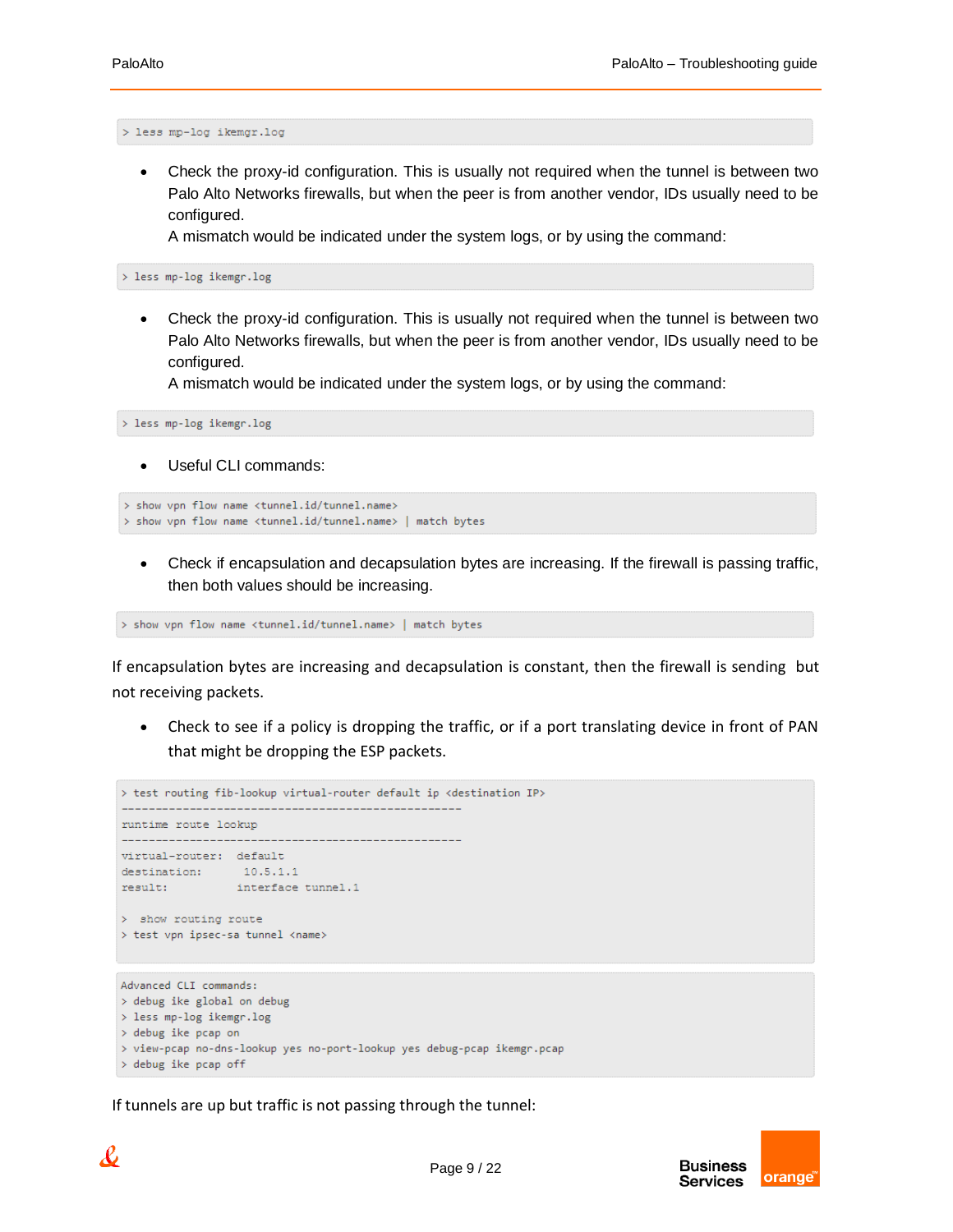```
> less mp-log ikemgr.log
```

- Check the proxy-id configuration. This is usually not required when the tunnel is between two Palo Alto Networks firewalls, but when the peer is from another vendor, IDs usually need to be configured.
  A mismatch would be indicated under the system logs, or by using the command:

```
> less mp-log ikemgr.log
```

- Check the proxy-id configuration. This is usually not required when the tunnel is between two Palo Alto Networks firewalls, but when the peer is from another vendor, IDs usually need to be configured.
  A mismatch would be indicated under the system logs, or by using the command:

```
> less mp-log ikemgr.log
```

- Useful CLI commands:

```
> show vpn flow name <tunnel.id/tunnel.name>
> show vpn flow name <tunnel.id/tunnel.name> | match bytes
```

- Check if encapsulation and decapsulation bytes are increasing. If the firewall is passing traffic, then both values should be increasing.

```
> show vpn flow name <tunnel.id/tunnel.name> | match bytes
```

If encapsulation bytes are increasing and decapsulation is constant, then the firewall is sending but not receiving packets.

- Check to see if a policy is dropping the traffic, or if a port translating device in front of PAN that might be dropping the ESP packets.

```
> test routing fib-lookup virtual-router default ip <destination IP>
--------------------------------------------------
runtime route lookup
--------------------------------------------------
virtual-router:  default
destination:      10.5.1.1
result:          interface tunnel.1

>  show routing route
> test vpn ipsec-sa tunnel <name>
```

```
Advanced CLI commands:
> debug ike global on debug
> less mp-log ikemgr.log
> debug ike pcap on
> view-pcap no-dns-lookup yes no-port-lookup yes debug-pcap ikemgr.pcap
> debug ike pcap off
```

If tunnels are up but traffic is not passing through the tunnel: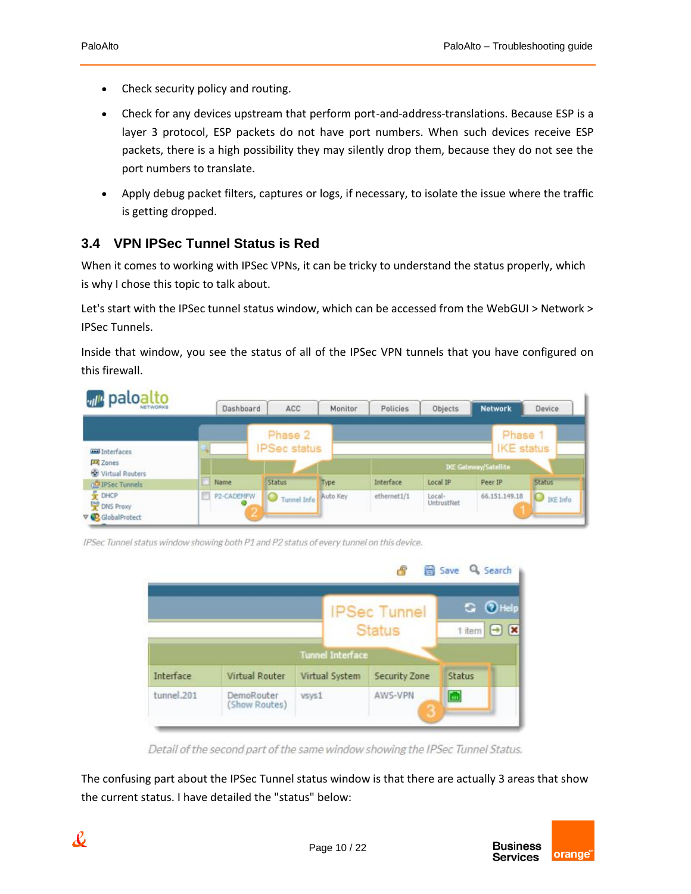- Check security policy and routing.
- Check for any devices upstream that perform port-and-address-translations. Because ESP is a layer 3 protocol, ESP packets do not have port numbers. When such devices receive ESP packets, there is a high possibility they may silently drop them, because they do not see the port numbers to translate.
- Apply debug packet filters, captures or logs, if necessary, to isolate the issue where the traffic is getting dropped.

## 3.4 VPN IPSec Tunnel Status is Red

When it comes to working with IPSec VPNs, it can be tricky to understand the status properly, which is why I chose this topic to talk about.

Let's start with the IPSec tunnel status window, which can be accessed from the WebGUI > Network > IPSec Tunnels.

Inside that window, you see the status of all of the IPSec VPN tunnels that you have configured on this firewall.

*IPSec Tunnel status window showing both P1 and P2 status of every tunnel on this device.*

*Detail of the second part of the same window showing the IPSec Tunnel Status.*

The confusing part about the IPSec Tunnel status window is that there are actually 3 areas that show the current status. I have detailed the "status" below: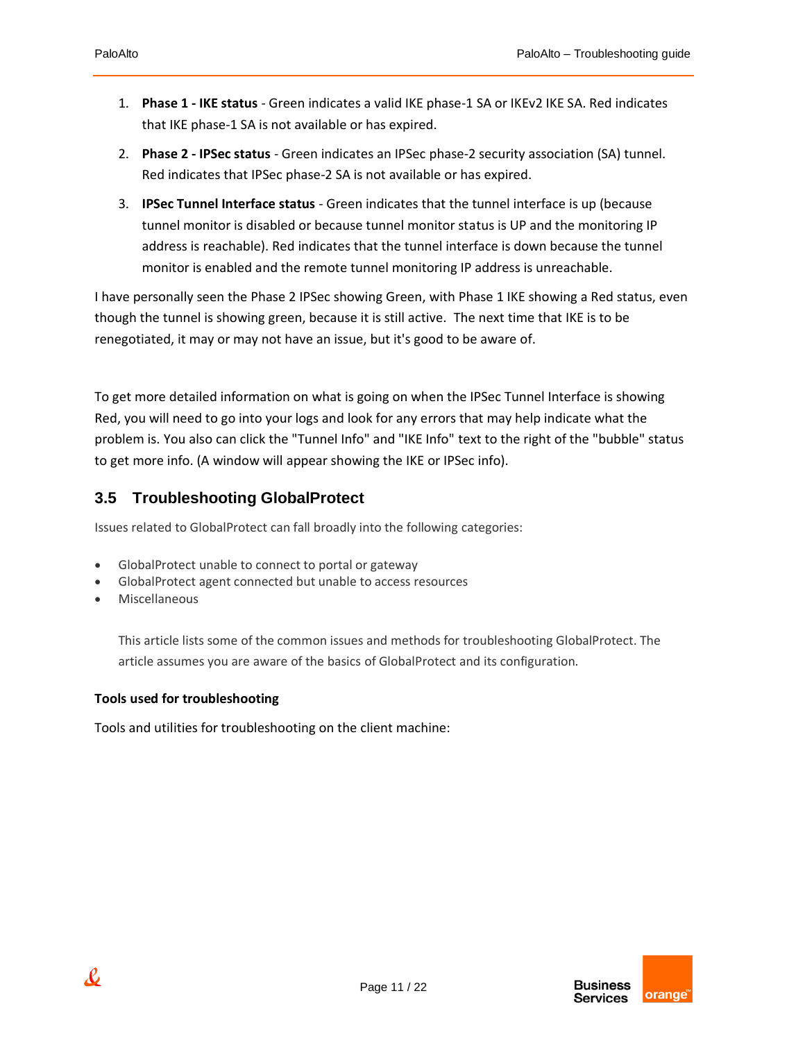1. **Phase 1 - IKE status** - Green indicates a valid IKE phase-1 SA or IKEv2 IKE SA. Red indicates that IKE phase-1 SA is not available or has expired.
2. **Phase 2 - IPSec status** - Green indicates an IPSec phase-2 security association (SA) tunnel. Red indicates that IPSec phase-2 SA is not available or has expired.
3. **IPSec Tunnel Interface status** - Green indicates that the tunnel interface is up (because tunnel monitor is disabled or because tunnel monitor status is UP and the monitoring IP address is reachable). Red indicates that the tunnel interface is down because the tunnel monitor is enabled and the remote tunnel monitoring IP address is unreachable.

I have personally seen the Phase 2 IPSec showing Green, with Phase 1 IKE showing a Red status, even though the tunnel is showing green, because it is still active. The next time that IKE is to be renegotiated, it may or may not have an issue, but it's good to be aware of.

To get more detailed information on what is going on when the IPSec Tunnel Interface is showing Red, you will need to go into your logs and look for any errors that may help indicate what the problem is. You also can click the "Tunnel Info" and "IKE Info" text to the right of the "bubble" status to get more info. (A window will appear showing the IKE or IPSec info).

## 3.5 Troubleshooting GlobalProtect

Issues related to GlobalProtect can fall broadly into the following categories:

- GlobalProtect unable to connect to portal or gateway
- GlobalProtect agent connected but unable to access resources
- Miscellaneous

This article lists some of the common issues and methods for troubleshooting GlobalProtect. The article assumes you are aware of the basics of GlobalProtect and its configuration.

**Tools used for troubleshooting**

Tools and utilities for troubleshooting on the client machine: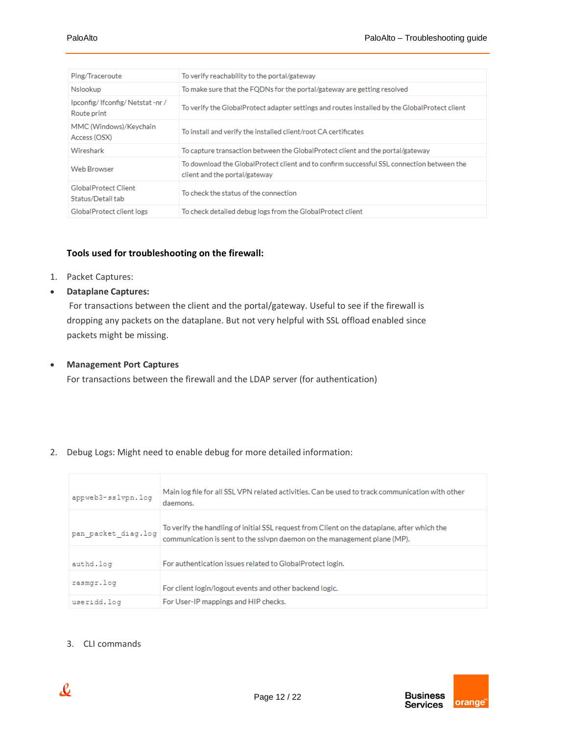| Ping/Traceroute | To verify reachability to the portal/gateway |
|---|---|
| Nslookup | To make sure that the FQDNs for the portal/gateway are getting resolved |
| Ipconfig/ Ifconfig/ Netstat -nr / Route print | To verify the GlobalProtect adapter settings and routes installed by the GlobalProtect client |
| MMC (Windows)/Keychain Access (OSX) | To install and verify the installed client/root CA certificates |
| Wireshark | To capture transaction between the GlobalProtect client and the portal/gateway |
| Web Browser | To download the GlobalProtect client and to confirm successful SSL connection between the client and the portal/gateway |
| GlobalProtect Client Status/Detail tab | To check the status of the connection |
| GlobalProtect client logs | To check detailed debug logs from the GlobalProtect client |

**Tools used for troubleshooting on the firewall:**

1. Packet Captures:

- **Dataplane Captures:**
  For transactions between the client and the portal/gateway. Useful to see if the firewall is dropping any packets on the dataplane. But not very helpful with SSL offload enabled since packets might be missing.

- **Management Port Captures**
  For transactions between the firewall and the LDAP server (for authentication)

2. Debug Logs: Might need to enable debug for more detailed information:

| appweb3-sslvpn.log | Main log file for all SSL VPN related activities. Can be used to track communication with other daemons. |
|---|---|
| pan_packet_diag.log | To verify the handling of initial SSL request from Client on the dataplane, after which the communication is sent to the sslvpn daemon on the management plane (MP). |
| authd.log | For authentication issues related to GlobalProtect login. |
| rasmgr.log | For client login/logout events and other backend logic. |
| useridd.log | For User-IP mappings and HIP checks. |

3. CLI commands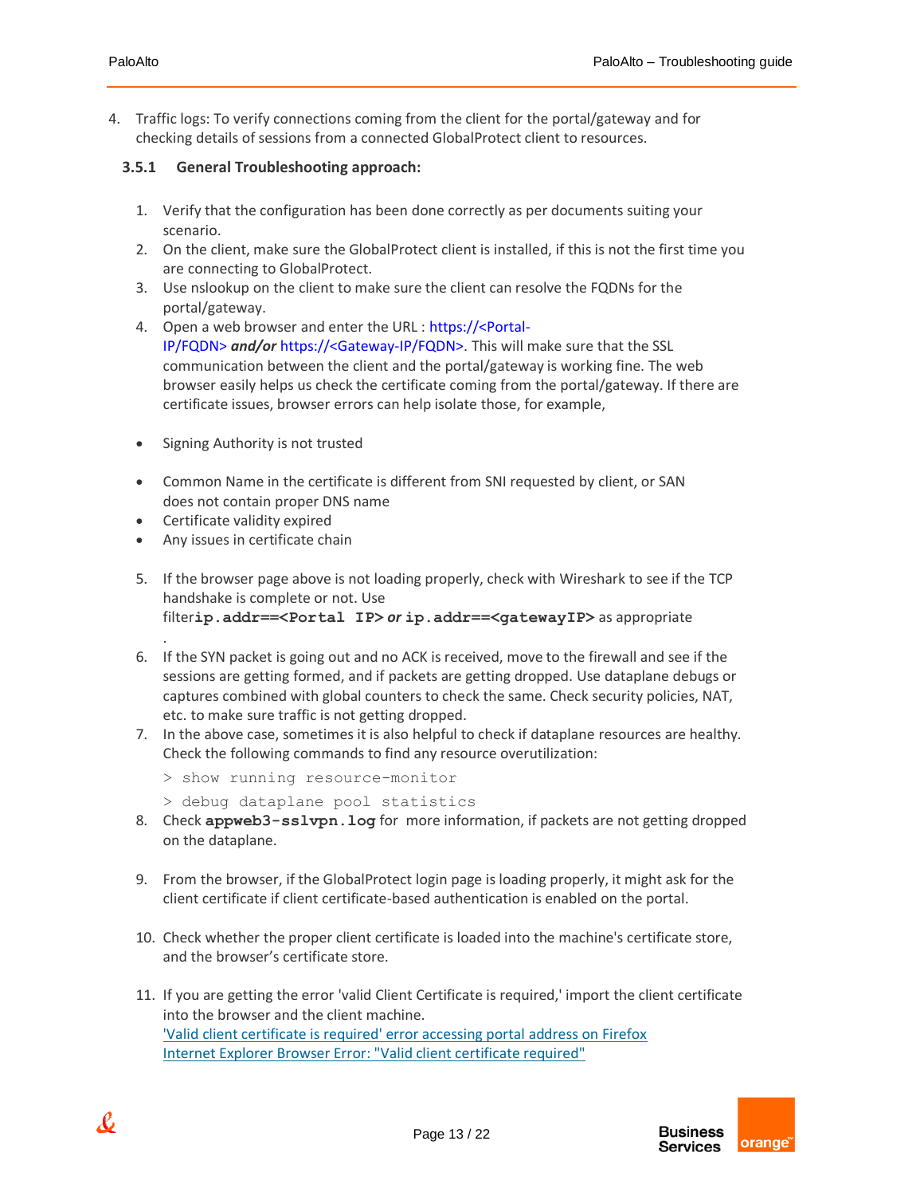4. Traffic logs: To verify connections coming from the client for the portal/gateway and for checking details of sessions from a connected GlobalProtect client to resources.

### 3.5.1 General Troubleshooting approach:

1. Verify that the configuration has been done correctly as per documents suiting your scenario.
2. On the client, make sure the GlobalProtect client is installed, if this is not the first time you are connecting to GlobalProtect.
3. Use nslookup on the client to make sure the client can resolve the FQDNs for the portal/gateway.
4. Open a web browser and enter the URL : https://<Portal-IP/FQDN> ***and/or*** https://<Gateway-IP/FQDN>. This will make sure that the SSL communication between the client and the portal/gateway is working fine. The web browser easily helps us check the certificate coming from the portal/gateway. If there are certificate issues, browser errors can help isolate those, for example,

- Signing Authority is not trusted
- Common Name in the certificate is different from SNI requested by client, or SAN does not contain proper DNS name
- Certificate validity expired
- Any issues in certificate chain

5. If the browser page above is not loading properly, check with Wireshark to see if the TCP handshake is complete or not. Use filter **`ip.addr==<Portal IP>`** ***or*** **`ip.addr==<gatewayIP>`** as appropriate .
6. If the SYN packet is going out and no ACK is received, move to the firewall and see if the sessions are getting formed, and if packets are getting dropped. Use dataplane debugs or captures combined with global counters to check the same. Check security policies, NAT, etc. to make sure traffic is not getting dropped.
7. In the above case, sometimes it is also helpful to check if dataplane resources are healthy. Check the following commands to find any resource overutilization:

```
> show running resource-monitor
> debug dataplane pool statistics
```

8. Check **`appweb3-sslvpn.log`** for more information, if packets are not getting dropped on the dataplane.
9. From the browser, if the GlobalProtect login page is loading properly, it might ask for the client certificate if client certificate-based authentication is enabled on the portal.
10. Check whether the proper client certificate is loaded into the machine's certificate store, and the browser's certificate store.
11. If you are getting the error 'valid Client Certificate is required,' import the client certificate into the browser and the client machine.
    'Valid client certificate is required' error accessing portal address on Firefox
    Internet Explorer Browser Error: "Valid client certificate required"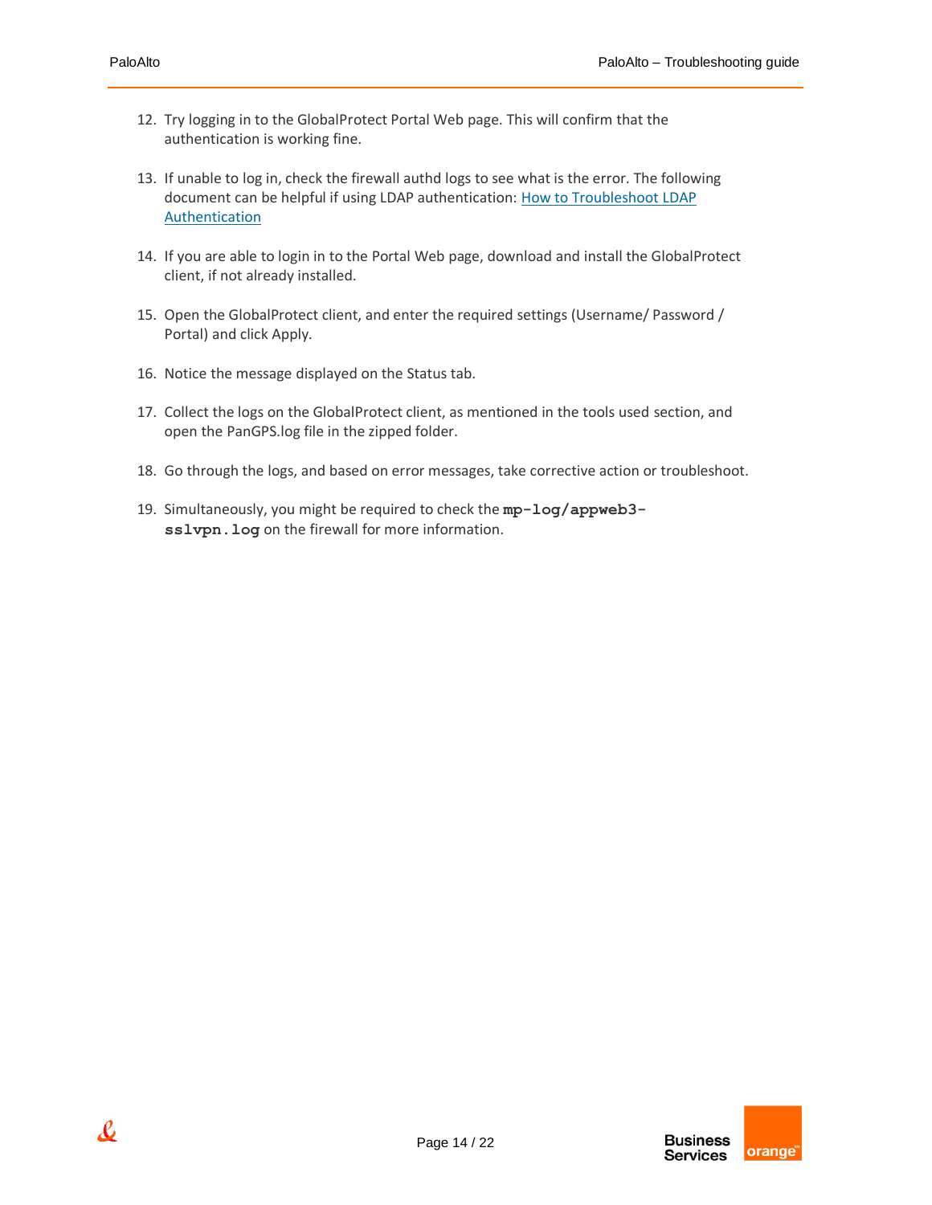12. Try logging in to the GlobalProtect Portal Web page. This will confirm that the authentication is working fine.

13. If unable to log in, check the firewall authd logs to see what is the error. The following document can be helpful if using LDAP authentication: [How to Troubleshoot LDAP Authentication]()

14. If you are able to login in to the Portal Web page, download and install the GlobalProtect client, if not already installed.

15. Open the GlobalProtect client, and enter the required settings (Username/ Password / Portal) and click Apply.

16. Notice the message displayed on the Status tab.

17. Collect the logs on the GlobalProtect client, as mentioned in the tools used section, and open the PanGPS.log file in the zipped folder.

18. Go through the logs, and based on error messages, take corrective action or troubleshoot.

19. Simultaneously, you might be required to check the **`mp-log/appweb3-sslvpn.log`** on the firewall for more information.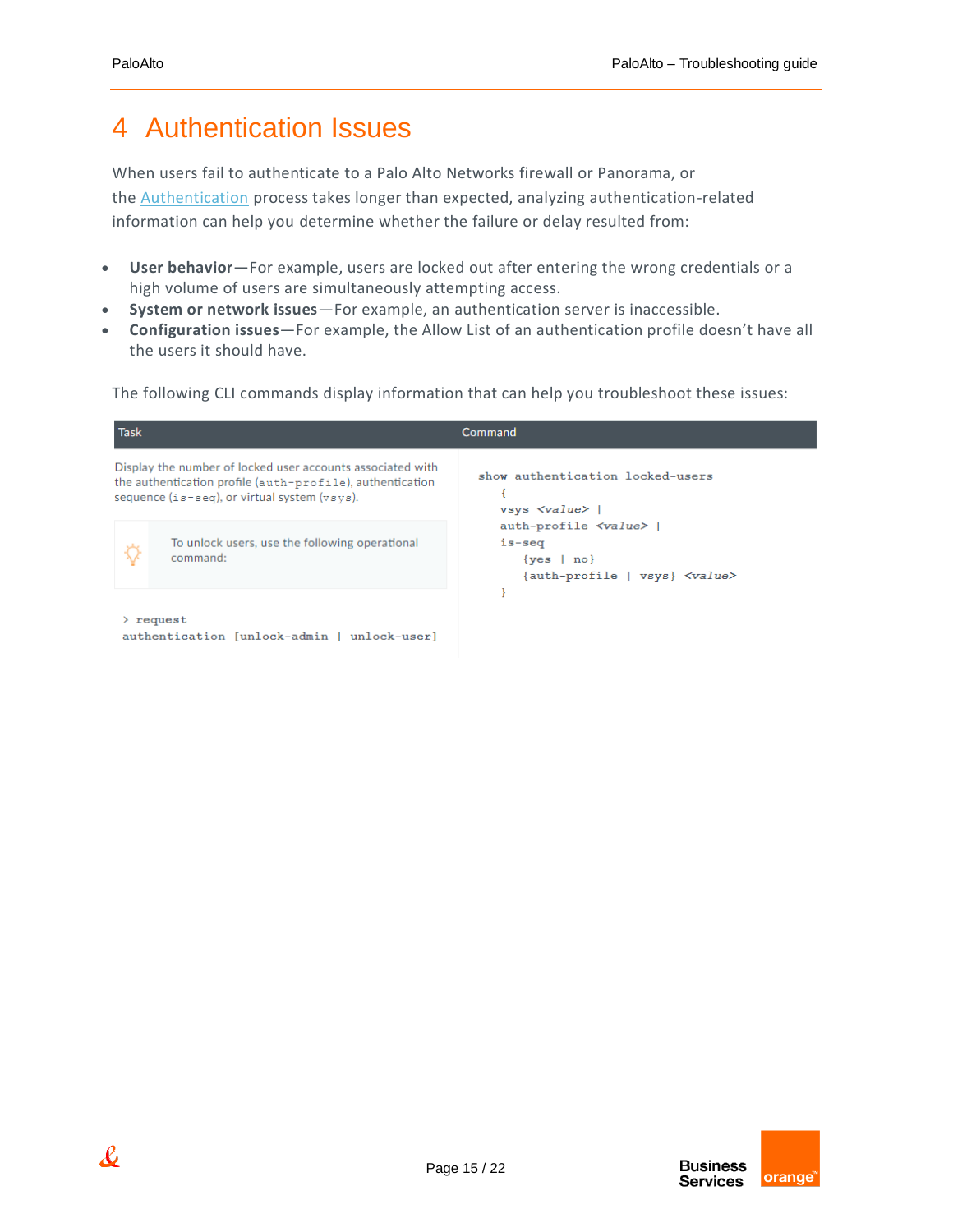# 4 Authentication Issues

When users fail to authenticate to a Palo Alto Networks firewall or Panorama, or the Authentication process takes longer than expected, analyzing authentication-related information can help you determine whether the failure or delay resulted from:

- **User behavior**—For example, users are locked out after entering the wrong credentials or a high volume of users are simultaneously attempting access.
- **System or network issues**—For example, an authentication server is inaccessible.
- **Configuration issues**—For example, the Allow List of an authentication profile doesn't have all the users it should have.

The following CLI commands display information that can help you troubleshoot these issues:

| Task | Command |
|---|---|
| Display the number of locked user accounts associated with the authentication profile (`auth-profile`), authentication sequence (`is-seq`), or virtual system (`vsys`).<br><br>To unlock users, use the following operational command:<br><br>`> request authentication [unlock-admin | unlock-user]` | `show authentication locked-users { vsys <value> | auth-profile <value> | is-seq {yes | no} {auth-profile | vsys} <value> }` |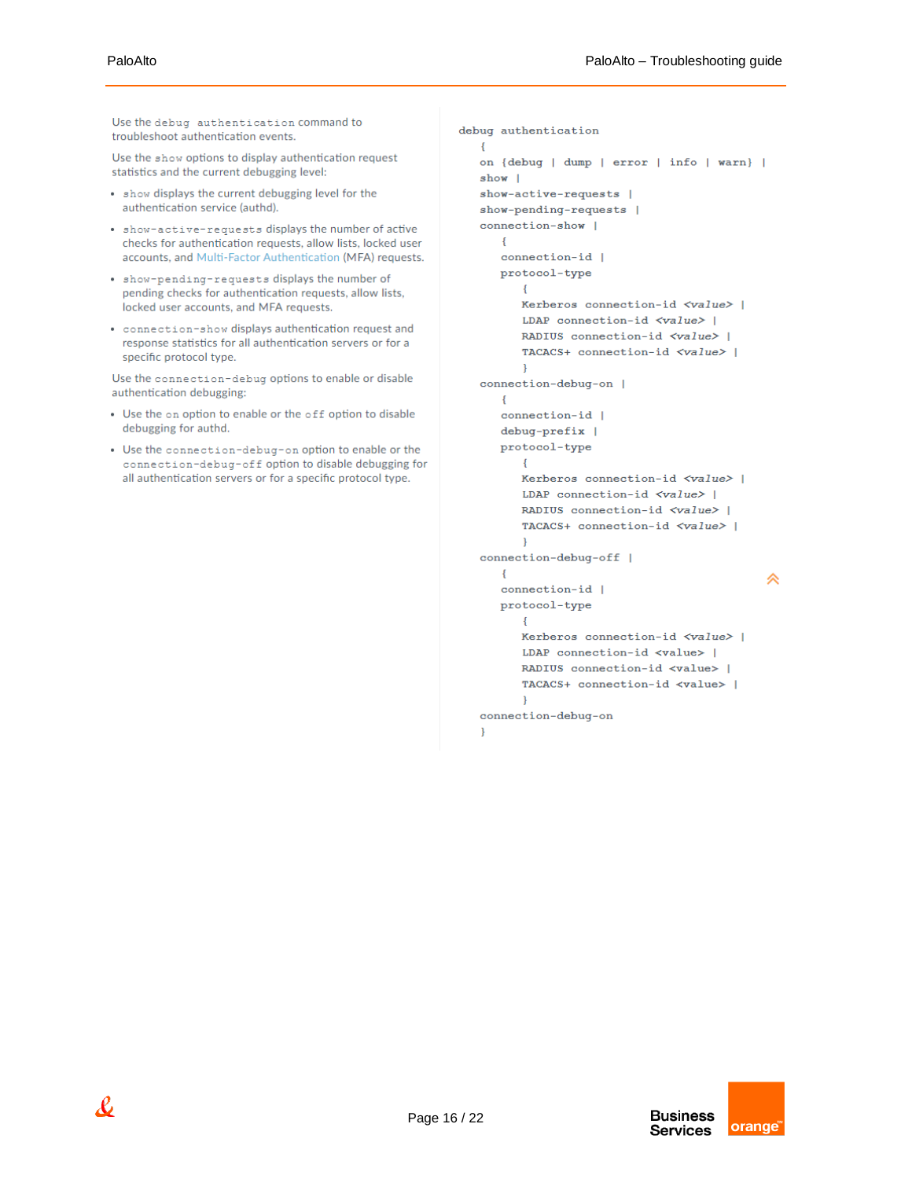Use the `debug authentication` command to troubleshoot authentication events.

Use the `show` options to display authentication request statistics and the current debugging level:

- `show` displays the current debugging level for the authentication service (authd).
- `show-active-requests` displays the number of active checks for authentication requests, allow lists, locked user accounts, and Multi-Factor Authentication (MFA) requests.
- `show-pending-requests` displays the number of pending checks for authentication requests, allow lists, locked user accounts, and MFA requests.
- `connection-show` displays authentication request and response statistics for all authentication servers or for a specific protocol type.

Use the `connection-debug` options to enable or disable authentication debugging:

- Use the `on` option to enable or the `off` option to disable debugging for authd.
- Use the `connection-debug-on` option to enable or the `connection-debug-off` option to disable debugging for all authentication servers or for a specific protocol type.

```
debug authentication
   {
   on {debug | dump | error | info | warn} |
   show |
   show-active-requests |
   show-pending-requests |
   connection-show |
      {
      connection-id |
      protocol-type
         {
         Kerberos connection-id <value> |
         LDAP connection-id <value> |
         RADIUS connection-id <value> |
         TACACS+ connection-id <value> |
         }
   connection-debug-on |
      {
      connection-id |
      debug-prefix |
      protocol-type
         {
         Kerberos connection-id <value> |
         LDAP connection-id <value> |
         RADIUS connection-id <value> |
         TACACS+ connection-id <value> |
         }
   connection-debug-off |
      {
      connection-id |
      protocol-type
         {
         Kerberos connection-id <value> |
         LDAP connection-id <value> |
         RADIUS connection-id <value> |
         TACACS+ connection-id <value> |
         }
   connection-debug-on
   }
```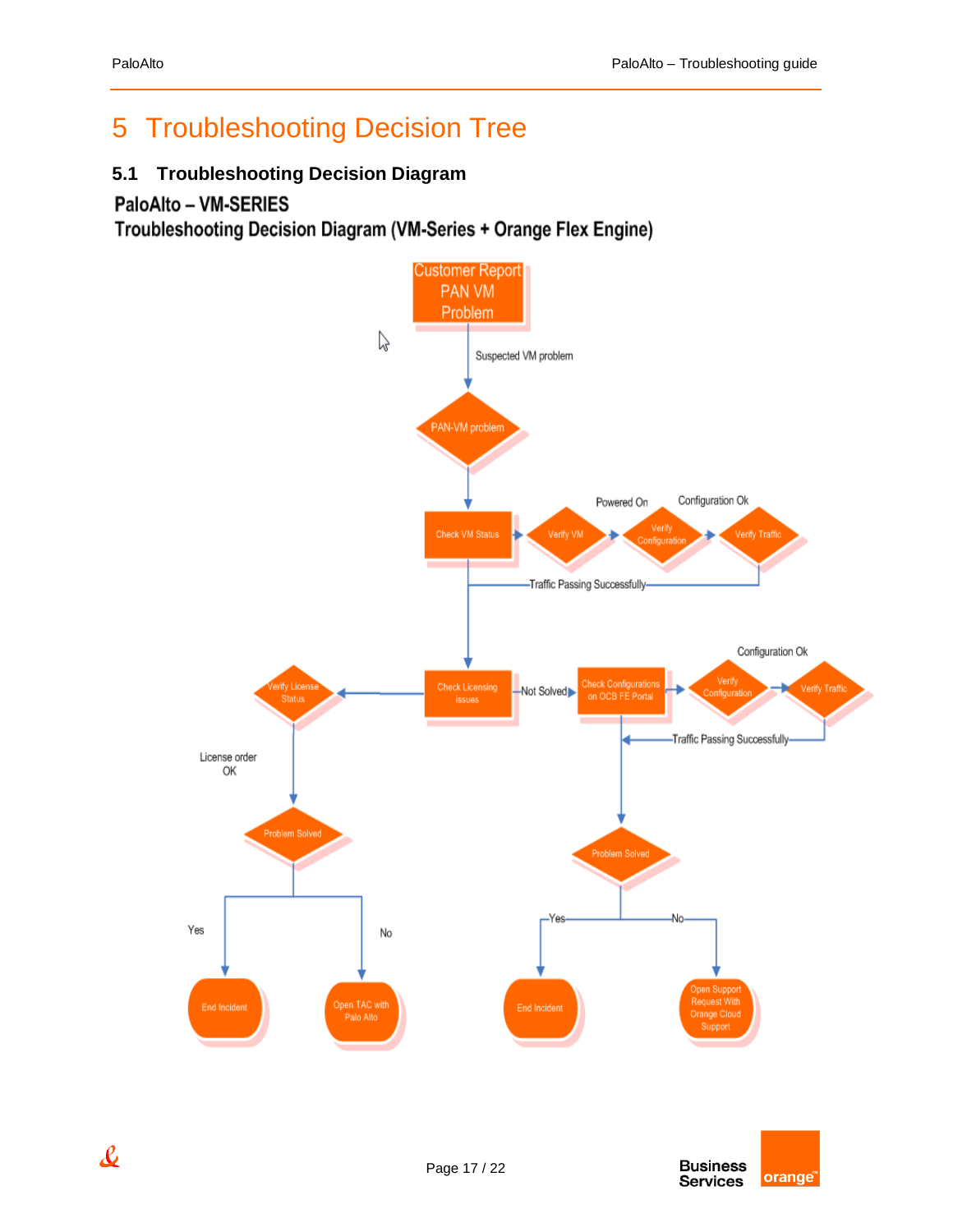# 5 Troubleshooting Decision Tree

## 5.1 Troubleshooting Decision Diagram

**PaloAlto – VM-SERIES**
**Troubleshooting Decision Diagram (VM-Series + Orange Flex Engine)**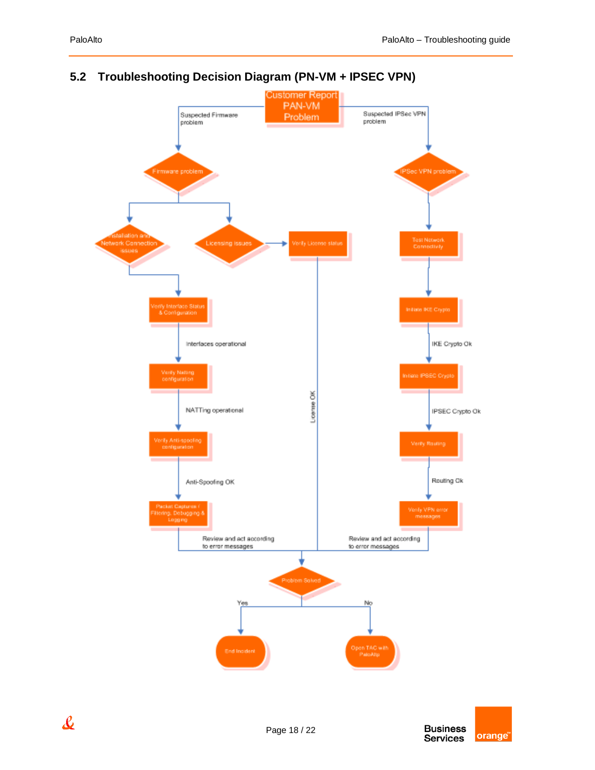## 5.2 Troubleshooting Decision Diagram (PN-VM + IPSEC VPN)

Customer Report PAN-VM Problem

- Suspected Firmware problem
  - Firmware problem
    - Installation and Network Connection issues
      - Verify Interface Status & Configuration
      - Interfaces operational
      - Verify Natting configuration
      - NATTing operational
      - Verify Anti-spoofing configuration
      - Anti-Spoofing OK
      - Packet Captures / Filtering, Debugging & Logging
      - Review and act according to error messages
    - Licensing issues
      - Verify License status
      - License OK
- Suspected IPSec VPN problem
  - IPSec VPN problem
    - Test Network Connectivity
    - Initiate IKE Crypto
    - IKE Crypto Ok
    - Initiate IPSEC Crypto
    - IPSEC Crypto Ok
    - Verify Routing
    - Routing Ok
    - Verify VPN error messages
    - Review and act according to error messages

Problem Solved

- Yes: End Incident
- No: Open TAC with PaloAlto